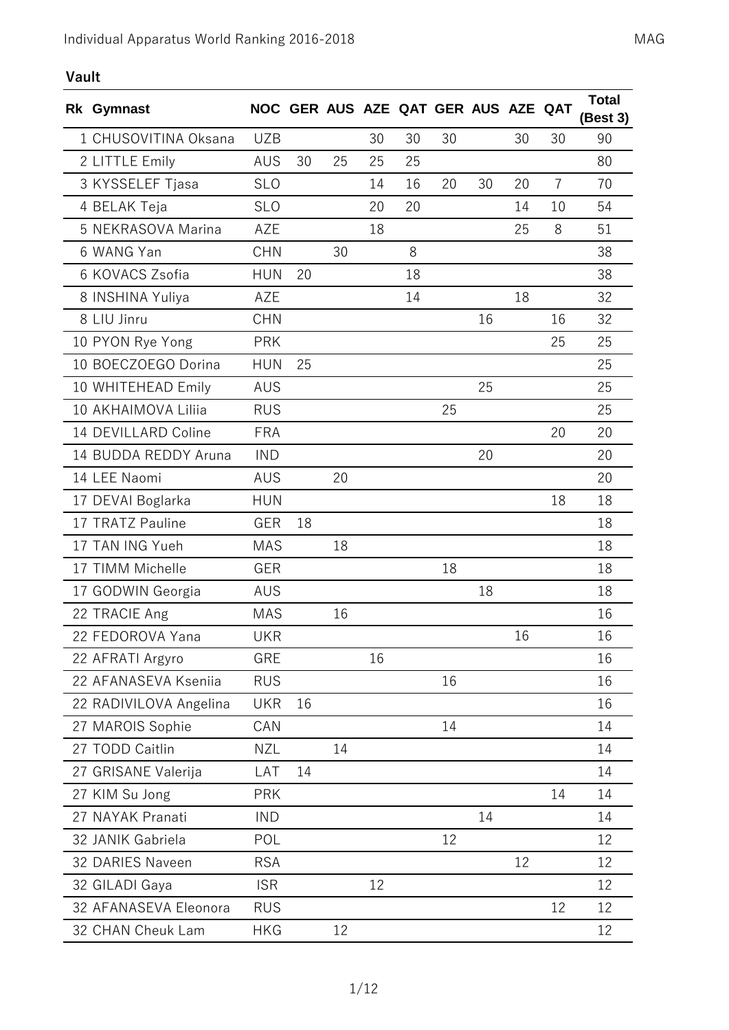## Vault

| Rk | Gymnast | NOC | GER | AUS | AZE | QAT | GER | AUS | AZE | QAT | Total (Best 3) |
|---|---|---|---|---|---|---|---|---|---|---|---|
| 1 | CHUSOVITINA Oksana | UZB | | | 30 | 30 | 30 | | 30 | 30 | 90 |
| 2 | LITTLE Emily | AUS | 30 | 25 | 25 | 25 | | | | | 80 |
| 3 | KYSSELEF Tjasa | SLO | | | 14 | 16 | 20 | 30 | 20 | 7 | 70 |
| 4 | BELAK Teja | SLO | | | 20 | 20 | | | 14 | 10 | 54 |
| 5 | NEKRASOVA Marina | AZE | | | 18 | | | | 25 | 8 | 51 |
| 6 | WANG Yan | CHN | | 30 | | 8 | | | | | 38 |
| 6 | KOVACS Zsofia | HUN | 20 | | | 18 | | | | | 38 |
| 8 | INSHINA Yuliya | AZE | | | | 14 | | | 18 | | 32 |
| 8 | LIU Jinru | CHN | | | | | | 16 | | 16 | 32 |
| 10 | PYON Rye Yong | PRK | | | | | | | | 25 | 25 |
| 10 | BOECZOEGO Dorina | HUN | 25 | | | | | | | | 25 |
| 10 | WHITEHEAD Emily | AUS | | | | | | 25 | | | 25 |
| 10 | AKHAIMOVA Liliia | RUS | | | | | 25 | | | | 25 |
| 14 | DEVILLARD Coline | FRA | | | | | | | | 20 | 20 |
| 14 | BUDDA REDDY Aruna | IND | | | | | | 20 | | | 20 |
| 14 | LEE Naomi | AUS | | 20 | | | | | | | 20 |
| 17 | DEVAI Boglarka | HUN | | | | | | | | 18 | 18 |
| 17 | TRATZ Pauline | GER | 18 | | | | | | | | 18 |
| 17 | TAN ING Yueh | MAS | | 18 | | | | | | | 18 |
| 17 | TIMM Michelle | GER | | | | | 18 | | | | 18 |
| 17 | GODWIN Georgia | AUS | | | | | | 18 | | | 18 |
| 22 | TRACIE Ang | MAS | | 16 | | | | | | | 16 |
| 22 | FEDOROVA Yana | UKR | | | | | | | 16 | | 16 |
| 22 | AFRATI Argyro | GRE | | | 16 | | | | | | 16 |
| 22 | AFANASEVA Kseniia | RUS | | | | | 16 | | | | 16 |
| 22 | RADIVILOVA Angelina | UKR | 16 | | | | | | | | 16 |
| 27 | MAROIS Sophie | CAN | | | | | 14 | | | | 14 |
| 27 | TODD Caitlin | NZL | | 14 | | | | | | | 14 |
| 27 | GRISANE Valerija | LAT | 14 | | | | | | | | 14 |
| 27 | KIM Su Jong | PRK | | | | | | | | 14 | 14 |
| 27 | NAYAK Pranati | IND | | | | | | 14 | | | 14 |
| 32 | JANIK Gabriela | POL | | | | | 12 | | | | 12 |
| 32 | DARIES Naveen | RSA | | | | | | | 12 | | 12 |
| 32 | GILADI Gaya | ISR | | | 12 | | | | | | 12 |
| 32 | AFANASEVA Eleonora | RUS | | | | | | | | 12 | 12 |
| 32 | CHAN Cheuk Lam | HKG | | 12 | | | | | | | 12 |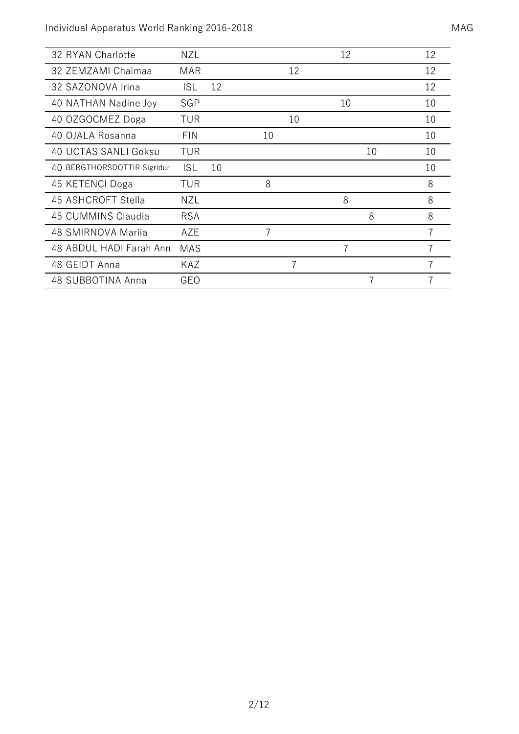| | | | | | | | | | |
|---|---|---|---|---|---|---|---|---|---|
| 32 RYAN Charlotte | NZL | | | | | | 12 | | 12 |
| 32 ZEMZAMI Chaimaa | MAR | | | | 12 | | | | 12 |
| 32 SAZONOVA Irina | ISL | 12 | | | | | | | 12 |
| 40 NATHAN Nadine Joy | SGP | | | | | | 10 | | 10 |
| 40 OZGOCMEZ Doga | TUR | | | | 10 | | | | 10 |
| 40 OJALA Rosanna | FIN | | | 10 | | | | | 10 |
| 40 UCTAS SANLI Goksu | TUR | | | | | | | 10 | 10 |
| 40 BERGTHORSDOTTIR Sigridur | ISL | 10 | | | | | | | 10 |
| 45 KETENCI Doga | TUR | | | 8 | | | | | 8 |
| 45 ASHCROFT Stella | NZL | | | | | | 8 | | 8 |
| 45 CUMMINS Claudia | RSA | | | | | | | 8 | 8 |
| 48 SMIRNOVA Mariia | AZE | | | 7 | | | | | 7 |
| 48 ABDUL HADI Farah Ann | MAS | | | | | | 7 | | 7 |
| 48 GEIDT Anna | KAZ | | | | 7 | | | | 7 |
| 48 SUBBOTINA Anna | GEO | | | | | | | 7 | 7 |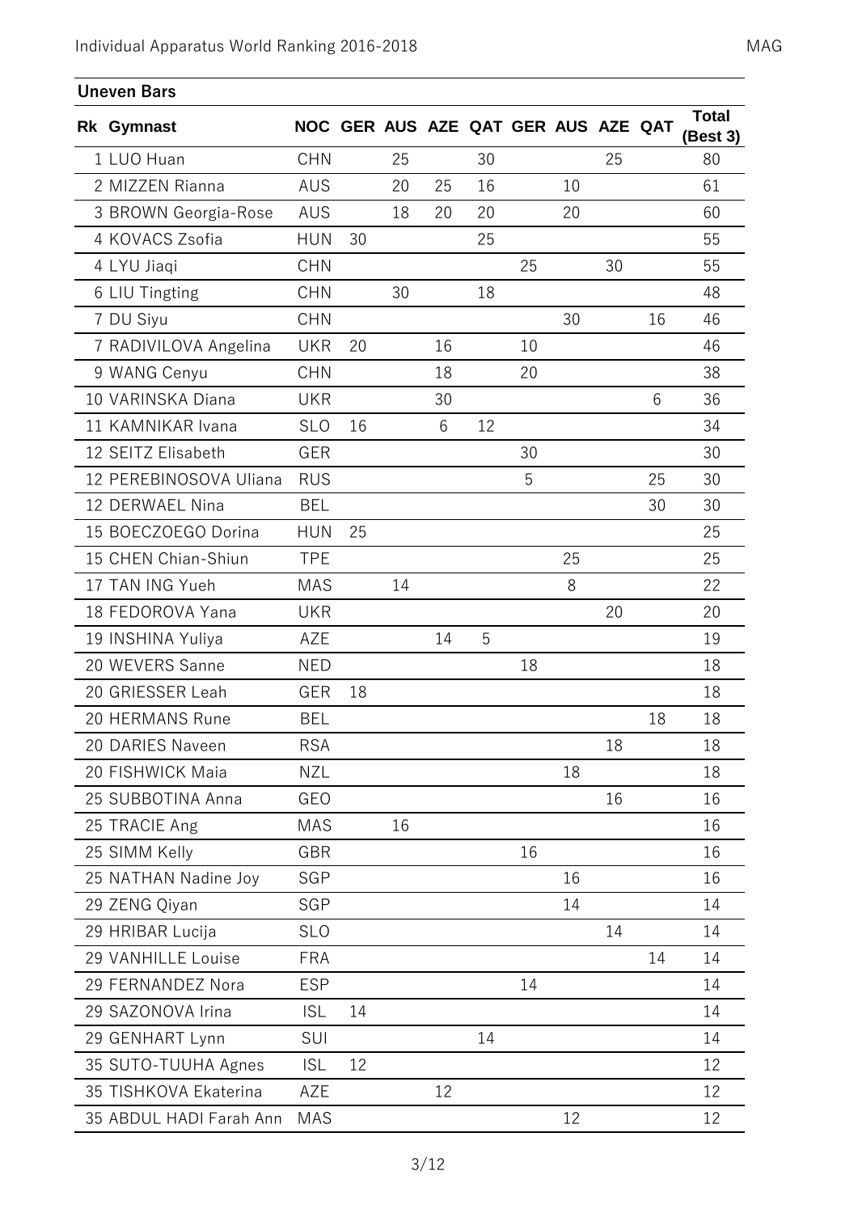## Uneven Bars

| Rk | Gymnast | NOC | GER | AUS | AZE | QAT | GER | AUS | AZE | QAT | Total (Best 3) |
|---|---|---|---|---|---|---|---|---|---|---|---|
| 1 | LUO Huan | CHN | | 25 | | 30 | | | 25 | | 80 |
| 2 | MIZZEN Rianna | AUS | | 20 | 25 | 16 | | 10 | | | 61 |
| 3 | BROWN Georgia-Rose | AUS | | 18 | 20 | 20 | | 20 | | | 60 |
| 4 | KOVACS Zsofia | HUN | 30 | | | 25 | | | | | 55 |
| 4 | LYU Jiaqi | CHN | | | | | 25 | | 30 | | 55 |
| 6 | LIU Tingting | CHN | | 30 | | 18 | | | | | 48 |
| 7 | DU Siyu | CHN | | | | | | 30 | | 16 | 46 |
| 7 | RADIVILOVA Angelina | UKR | 20 | | 16 | | 10 | | | | 46 |
| 9 | WANG Cenyu | CHN | | | 18 | | 20 | | | | 38 |
| 10 | VARINSKA Diana | UKR | | | 30 | | | | | 6 | 36 |
| 11 | KAMNIKAR Ivana | SLO | 16 | | 6 | 12 | | | | | 34 |
| 12 | SEITZ Elisabeth | GER | | | | | 30 | | | | 30 |
| 12 | PEREBINOSOVA Uliana | RUS | | | | | 5 | | | 25 | 30 |
| 12 | DERWAEL Nina | BEL | | | | | | | | 30 | 30 |
| 15 | BOECZOEGO Dorina | HUN | 25 | | | | | | | | 25 |
| 15 | CHEN Chian-Shiun | TPE | | | | | | 25 | | | 25 |
| 17 | TAN ING Yueh | MAS | | 14 | | | | 8 | | | 22 |
| 18 | FEDOROVA Yana | UKR | | | | | | | 20 | | 20 |
| 19 | INSHINA Yuliya | AZE | | | 14 | 5 | | | | | 19 |
| 20 | WEVERS Sanne | NED | | | | | 18 | | | | 18 |
| 20 | GRIESSER Leah | GER | 18 | | | | | | | | 18 |
| 20 | HERMANS Rune | BEL | | | | | | | | 18 | 18 |
| 20 | DARIES Naveen | RSA | | | | | | | 18 | | 18 |
| 20 | FISHWICK Maia | NZL | | | | | | 18 | | | 18 |
| 25 | SUBBOTINA Anna | GEO | | | | | | | 16 | | 16 |
| 25 | TRACIE Ang | MAS | | 16 | | | | | | | 16 |
| 25 | SIMM Kelly | GBR | | | | | 16 | | | | 16 |
| 25 | NATHAN Nadine Joy | SGP | | | | | | 16 | | | 16 |
| 29 | ZENG Qiyan | SGP | | | | | | 14 | | | 14 |
| 29 | HRIBAR Lucija | SLO | | | | | | | 14 | | 14 |
| 29 | VANHILLE Louise | FRA | | | | | | | | 14 | 14 |
| 29 | FERNANDEZ Nora | ESP | | | | | 14 | | | | 14 |
| 29 | SAZONOVA Irina | ISL | 14 | | | | | | | | 14 |
| 29 | GENHART Lynn | SUI | | | | 14 | | | | | 14 |
| 35 | SUTO-TUUHA Agnes | ISL | 12 | | | | | | | | 12 |
| 35 | TISHKOVA Ekaterina | AZE | | | 12 | | | | | | 12 |
| 35 | ABDUL HADI Farah Ann | MAS | | | | | | 12 | | | 12 |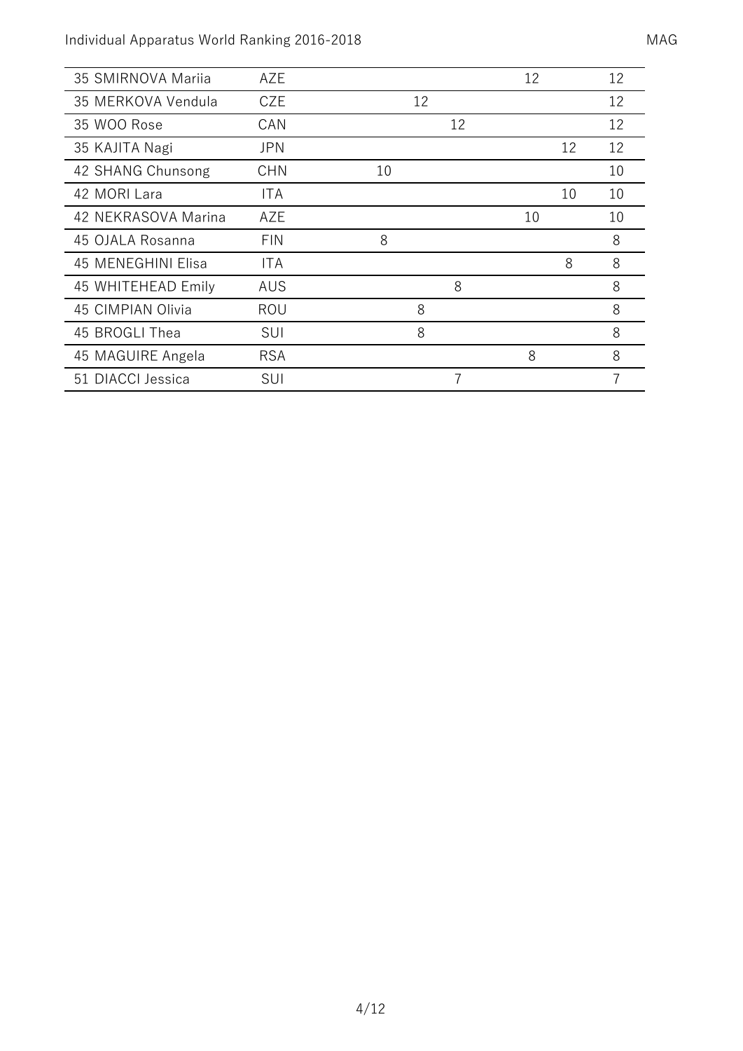| | | | | | | | | |
|---|---|---|---|---|---|---|---|---|
| 35 SMIRNOVA Mariia | AZE | | | | | 12 | | 12 |
| 35 MERKOVA Vendula | CZE | | 12 | | | | | 12 |
| 35 WOO Rose | CAN | | | 12 | | | | 12 |
| 35 KAJITA Nagi | JPN | | | | | | 12 | 12 |
| 42 SHANG Chunsong | CHN | 10 | | | | | | 10 |
| 42 MORI Lara | ITA | | | | | | 10 | 10 |
| 42 NEKRASOVA Marina | AZE | | | | | 10 | | 10 |
| 45 OJALA Rosanna | FIN | 8 | | | | | | 8 |
| 45 MENEGHINI Elisa | ITA | | | | | | 8 | 8 |
| 45 WHITEHEAD Emily | AUS | | | 8 | | | | 8 |
| 45 CIMPIAN Olivia | ROU | | 8 | | | | | 8 |
| 45 BROGLI Thea | SUI | | 8 | | | | | 8 |
| 45 MAGUIRE Angela | RSA | | | | | 8 | | 8 |
| 51 DIACCI Jessica | SUI | | | 7 | | | | 7 |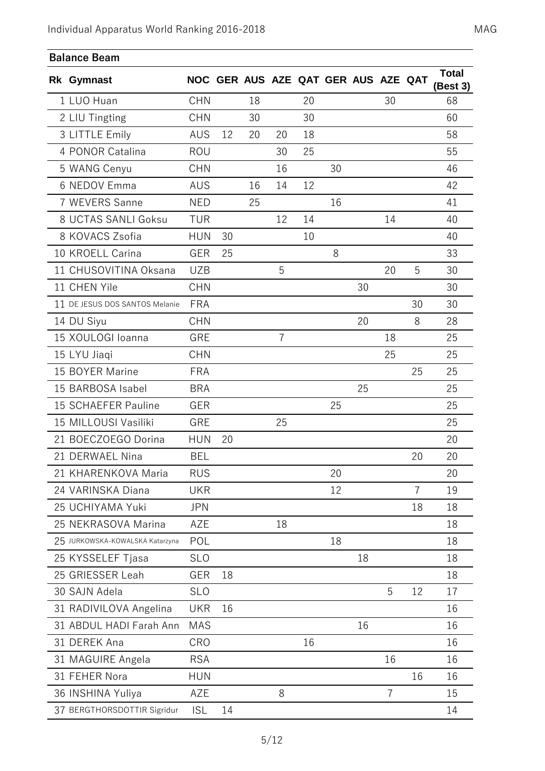## Balance Beam

| Rk | Gymnast | NOC | GER | AUS | AZE | QAT | GER | AUS | AZE | QAT | Total (Best 3) |
|---|---|---|---|---|---|---|---|---|---|---|---|
| 1 | LUO Huan | CHN | | 18 | | 20 | | | 30 | | 68 |
| 2 | LIU Tingting | CHN | | 30 | | 30 | | | | | 60 |
| 3 | LITTLE Emily | AUS | 12 | 20 | 20 | 18 | | | | | 58 |
| 4 | PONOR Catalina | ROU | | | 30 | 25 | | | | | 55 |
| 5 | WANG Cenyu | CHN | | | 16 | | 30 | | | | 46 |
| 6 | NEDOV Emma | AUS | | 16 | 14 | 12 | | | | | 42 |
| 7 | WEVERS Sanne | NED | | 25 | | | 16 | | | | 41 |
| 8 | UCTAS SANLI Goksu | TUR | | | 12 | 14 | | | 14 | | 40 |
| 8 | KOVACS Zsofia | HUN | 30 | | | 10 | | | | | 40 |
| 10 | KROELL Carina | GER | 25 | | | | 8 | | | | 33 |
| 11 | CHUSOVITINA Oksana | UZB | | | 5 | | | | 20 | 5 | 30 |
| 11 | CHEN Yile | CHN | | | | | | 30 | | | 30 |
| 11 | DE JESUS DOS SANTOS Melanie | FRA | | | | | | | | 30 | 30 |
| 14 | DU Siyu | CHN | | | | | | 20 | | 8 | 28 |
| 15 | XOULOGI Ioanna | GRE | | | 7 | | | | 18 | | 25 |
| 15 | LYU Jiaqi | CHN | | | | | | | 25 | | 25 |
| 15 | BOYER Marine | FRA | | | | | | | | 25 | 25 |
| 15 | BARBOSA Isabel | BRA | | | | | | 25 | | | 25 |
| 15 | SCHAEFER Pauline | GER | | | | | 25 | | | | 25 |
| 15 | MILLOUSI Vasiliki | GRE | | | 25 | | | | | | 25 |
| 21 | BOECZOEGO Dorina | HUN | 20 | | | | | | | | 20 |
| 21 | DERWAEL Nina | BEL | | | | | | | | 20 | 20 |
| 21 | KHARENKOVA Maria | RUS | | | | | 20 | | | | 20 |
| 24 | VARINSKA Diana | UKR | | | | | 12 | | | 7 | 19 |
| 25 | UCHIYAMA Yuki | JPN | | | | | | | | 18 | 18 |
| 25 | NEKRASOVA Marina | AZE | | | 18 | | | | | | 18 |
| 25 | JURKOWSKA-KOWALSKA Katarzyna | POL | | | | | 18 | | | | 18 |
| 25 | KYSSELEF Tjasa | SLO | | | | | | 18 | | | 18 |
| 25 | GRIESSER Leah | GER | 18 | | | | | | | | 18 |
| 30 | SAJN Adela | SLO | | | | | | | 5 | 12 | 17 |
| 31 | RADIVILOVA Angelina | UKR | 16 | | | | | | | | 16 |
| 31 | ABDUL HADI Farah Ann | MAS | | | | | | 16 | | | 16 |
| 31 | DEREK Ana | CRO | | | | 16 | | | | | 16 |
| 31 | MAGUIRE Angela | RSA | | | | | | | 16 | | 16 |
| 31 | FEHER Nora | HUN | | | | | | | | 16 | 16 |
| 36 | INSHINA Yuliya | AZE | | | 8 | | | | 7 | | 15 |
| 37 | BERGTHORSDOTTIR Sigridur | ISL | 14 | | | | | | | | 14 |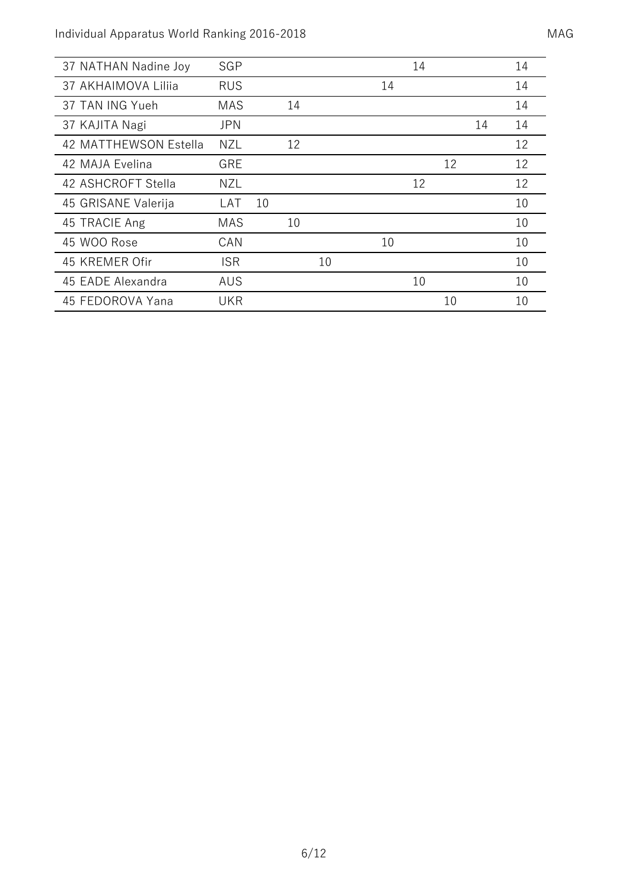| | | | | | | | | | | | |
|---|---|---|---|---|---|---|---|---|---|---|---|
| 37 | NATHAN Nadine Joy | SGP | | | | | | 14 | | | 14 |
| 37 | AKHAIMOVA Liliia | RUS | | | | | 14 | | | | 14 |
| 37 | TAN ING Yueh | MAS | | 14 | | | | | | | 14 |
| 37 | KAJITA Nagi | JPN | | | | | | | | 14 | 14 |
| 42 | MATTHEWSON Estella | NZL | | 12 | | | | | | | 12 |
| 42 | MAJA Evelina | GRE | | | | | | | 12 | | 12 |
| 42 | ASHCROFT Stella | NZL | | | | | | 12 | | | 12 |
| 45 | GRISANE Valerija | LAT | 10 | | | | | | | | 10 |
| 45 | TRACIE Ang | MAS | | 10 | | | | | | | 10 |
| 45 | WOO Rose | CAN | | | | | 10 | | | | 10 |
| 45 | KREMER Ofir | ISR | | | 10 | | | | | | 10 |
| 45 | EADE Alexandra | AUS | | | | | | 10 | | | 10 |
| 45 | FEDOROVA Yana | UKR | | | | | | | 10 | | 10 |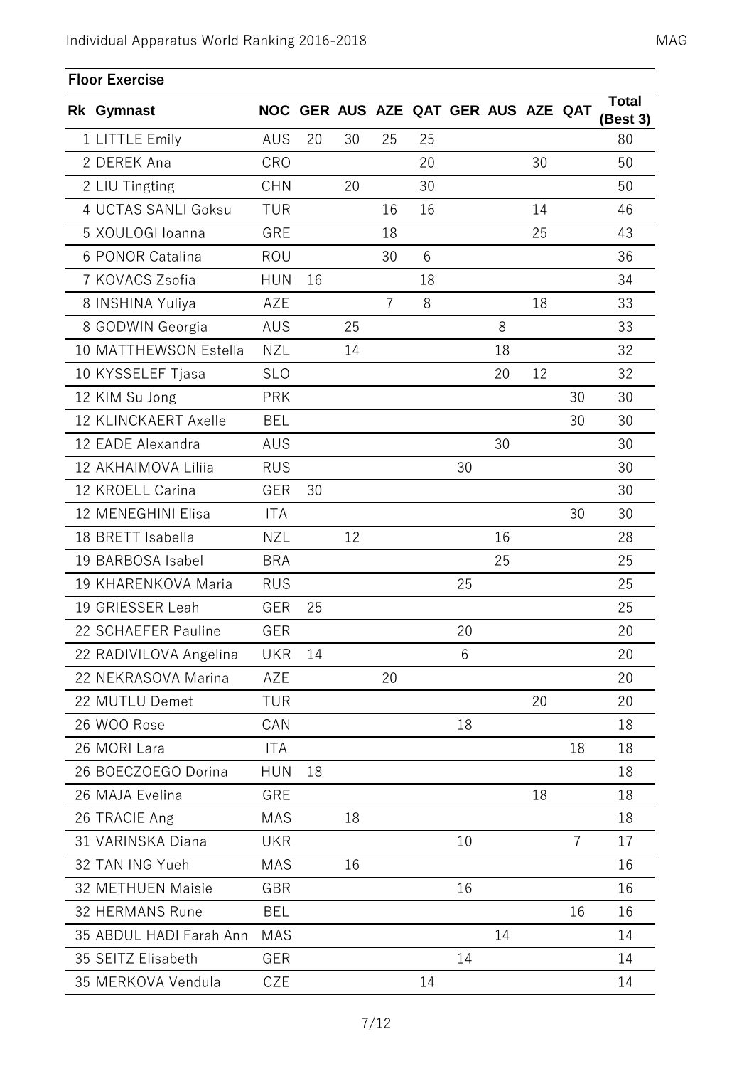## Floor Exercise

| Rk | Gymnast | NOC | GER | AUS | AZE | QAT | GER | AUS | AZE | QAT | Total (Best 3) |
|---|---|---|---|---|---|---|---|---|---|---|---|
| 1 | LITTLE Emily | AUS | 20 | 30 | 25 | 25 | | | | | 80 |
| 2 | DEREK Ana | CRO | | | | 20 | | | 30 | | 50 |
| 2 | LIU Tingting | CHN | | 20 | | 30 | | | | | 50 |
| 4 | UCTAS SANLI Goksu | TUR | | | 16 | 16 | | | 14 | | 46 |
| 5 | XOULOGI Ioanna | GRE | | | 18 | | | | 25 | | 43 |
| 6 | PONOR Catalina | ROU | | | 30 | 6 | | | | | 36 |
| 7 | KOVACS Zsofia | HUN | 16 | | | 18 | | | | | 34 |
| 8 | INSHINA Yuliya | AZE | | | 7 | 8 | | | 18 | | 33 |
| 8 | GODWIN Georgia | AUS | | 25 | | | | 8 | | | 33 |
| 10 | MATTHEWSON Estella | NZL | | 14 | | | | 18 | | | 32 |
| 10 | KYSSELEF Tjasa | SLO | | | | | | 20 | 12 | | 32 |
| 12 | KIM Su Jong | PRK | | | | | | | | 30 | 30 |
| 12 | KLINCKAERT Axelle | BEL | | | | | | | | 30 | 30 |
| 12 | EADE Alexandra | AUS | | | | | | 30 | | | 30 |
| 12 | AKHAIMOVA Liliia | RUS | | | | | 30 | | | | 30 |
| 12 | KROELL Carina | GER | 30 | | | | | | | | 30 |
| 12 | MENEGHINI Elisa | ITA | | | | | | | | 30 | 30 |
| 18 | BRETT Isabella | NZL | | 12 | | | | 16 | | | 28 |
| 19 | BARBOSA Isabel | BRA | | | | | | 25 | | | 25 |
| 19 | KHARENKOVA Maria | RUS | | | | | 25 | | | | 25 |
| 19 | GRIESSER Leah | GER | 25 | | | | | | | | 25 |
| 22 | SCHAEFER Pauline | GER | | | | | 20 | | | | 20 |
| 22 | RADIVILOVA Angelina | UKR | 14 | | | | 6 | | | | 20 |
| 22 | NEKRASOVA Marina | AZE | | | 20 | | | | | | 20 |
| 22 | MUTLU Demet | TUR | | | | | | | 20 | | 20 |
| 26 | WOO Rose | CAN | | | | | 18 | | | | 18 |
| 26 | MORI Lara | ITA | | | | | | | | 18 | 18 |
| 26 | BOECZOEGO Dorina | HUN | 18 | | | | | | | | 18 |
| 26 | MAJA Evelina | GRE | | | | | | | 18 | | 18 |
| 26 | TRACIE Ang | MAS | | 18 | | | | | | | 18 |
| 31 | VARINSKA Diana | UKR | | | | | 10 | | | 7 | 17 |
| 32 | TAN ING Yueh | MAS | | 16 | | | | | | | 16 |
| 32 | METHUEN Maisie | GBR | | | | | 16 | | | | 16 |
| 32 | HERMANS Rune | BEL | | | | | | | | 16 | 16 |
| 35 | ABDUL HADI Farah Ann | MAS | | | | | | 14 | | | 14 |
| 35 | SEITZ Elisabeth | GER | | | | | 14 | | | | 14 |
| 35 | MERKOVA Vendula | CZE | | | | 14 | | | | | 14 |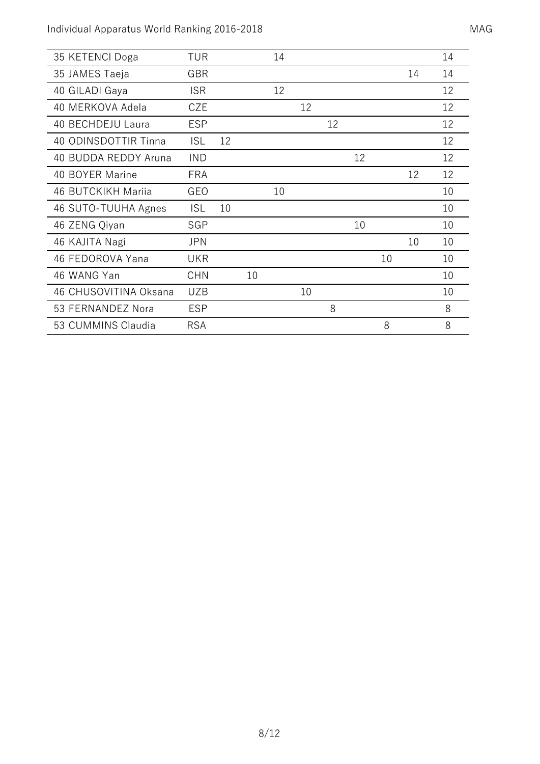| | | | | | | | | | | |
|---|---|---|---|---|---|---|---|---|---|---|
| 35 KETENCI Doga | TUR | | | 14 | | | | | | 14 |
| 35 JAMES Taeja | GBR | | | | | | | | 14 | 14 |
| 40 GILADI Gaya | ISR | | | 12 | | | | | | 12 |
| 40 MERKOVA Adela | CZE | | | | 12 | | | | | 12 |
| 40 BECHDEJU Laura | ESP | | | | | 12 | | | | 12 |
| 40 ODINSDOTTIR Tinna | ISL | 12 | | | | | | | | 12 |
| 40 BUDDA REDDY Aruna | IND | | | | | | 12 | | | 12 |
| 40 BOYER Marine | FRA | | | | | | | | 12 | 12 |
| 46 BUTCKIKH Mariia | GEO | | | 10 | | | | | | 10 |
| 46 SUTO-TUUHA Agnes | ISL | 10 | | | | | | | | 10 |
| 46 ZENG Qiyan | SGP | | | | | | 10 | | | 10 |
| 46 KAJITA Nagi | JPN | | | | | | | | 10 | 10 |
| 46 FEDOROVA Yana | UKR | | | | | | | 10 | | 10 |
| 46 WANG Yan | CHN | | 10 | | | | | | | 10 |
| 46 CHUSOVITINA Oksana | UZB | | | | 10 | | | | | 10 |
| 53 FERNANDEZ Nora | ESP | | | | | 8 | | | | 8 |
| 53 CUMMINS Claudia | RSA | | | | | | | 8 | | 8 |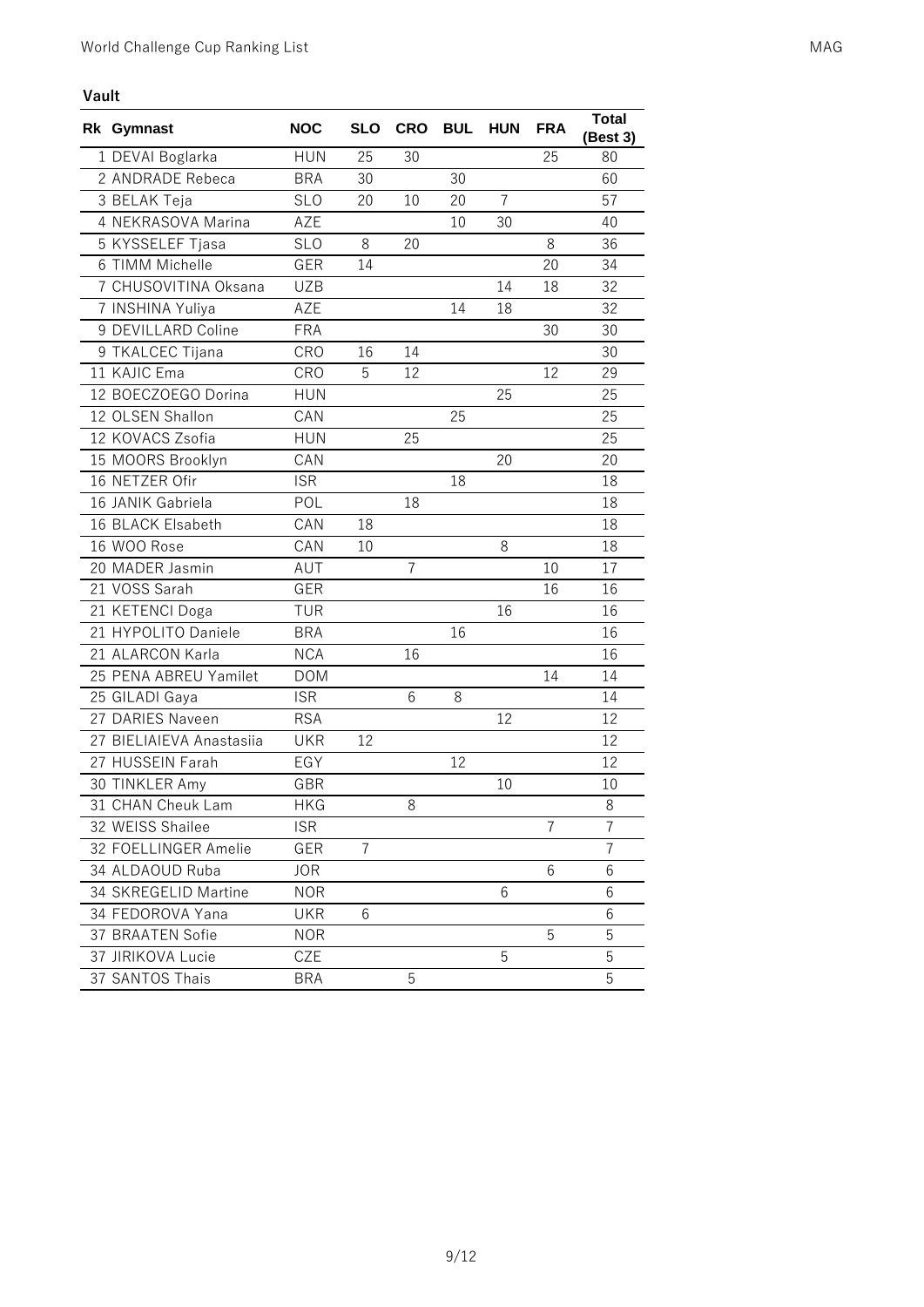## Vault

| Rk | Gymnast | NOC | SLO | CRO | BUL | HUN | FRA | Total (Best 3) |
|---|---|---|---|---|---|---|---|---|
| 1 | DEVAI Boglarka | HUN | 25 | 30 | | | 25 | 80 |
| 2 | ANDRADE Rebeca | BRA | 30 | | 30 | | | 60 |
| 3 | BELAK Teja | SLO | 20 | 10 | 20 | 7 | | 57 |
| 4 | NEKRASOVA Marina | AZE | | | 10 | 30 | | 40 |
| 5 | KYSSELEF Tjasa | SLO | 8 | 20 | | | 8 | 36 |
| 6 | TIMM Michelle | GER | 14 | | | | 20 | 34 |
| 7 | CHUSOVITINA Oksana | UZB | | | | 14 | 18 | 32 |
| 7 | INSHINA Yuliya | AZE | | | 14 | 18 | | 32 |
| 9 | DEVILLARD Coline | FRA | | | | | 30 | 30 |
| 9 | TKALCEC Tijana | CRO | 16 | 14 | | | | 30 |
| 11 | KAJIC Ema | CRO | 5 | 12 | | | 12 | 29 |
| 12 | BOECZOEGO Dorina | HUN | | | | 25 | | 25 |
| 12 | OLSEN Shallon | CAN | | | 25 | | | 25 |
| 12 | KOVACS Zsofia | HUN | | 25 | | | | 25 |
| 15 | MOORS Brooklyn | CAN | | | | 20 | | 20 |
| 16 | NETZER Ofir | ISR | | | 18 | | | 18 |
| 16 | JANIK Gabriela | POL | | 18 | | | | 18 |
| 16 | BLACK Elsabeth | CAN | 18 | | | | | 18 |
| 16 | WOO Rose | CAN | 10 | | | 8 | | 18 |
| 20 | MADER Jasmin | AUT | | 7 | | | 10 | 17 |
| 21 | VOSS Sarah | GER | | | | | 16 | 16 |
| 21 | KETENCI Doga | TUR | | | | 16 | | 16 |
| 21 | HYPOLITO Daniele | BRA | | | 16 | | | 16 |
| 21 | ALARCON Karla | NCA | | 16 | | | | 16 |
| 25 | PENA ABREU Yamilet | DOM | | | | | 14 | 14 |
| 25 | GILADI Gaya | ISR | | 6 | 8 | | | 14 |
| 27 | DARIES Naveen | RSA | | | | 12 | | 12 |
| 27 | BIELIAIEVA Anastasiia | UKR | 12 | | | | | 12 |
| 27 | HUSSEIN Farah | EGY | | | 12 | | | 12 |
| 30 | TINKLER Amy | GBR | | | | 10 | | 10 |
| 31 | CHAN Cheuk Lam | HKG | | 8 | | | | 8 |
| 32 | WEISS Shailee | ISR | | | | | 7 | 7 |
| 32 | FOELLINGER Amelie | GER | 7 | | | | | 7 |
| 34 | ALDAOUD Ruba | JOR | | | | | 6 | 6 |
| 34 | SKREGELID Martine | NOR | | | | 6 | | 6 |
| 34 | FEDOROVA Yana | UKR | 6 | | | | | 6 |
| 37 | BRAATEN Sofie | NOR | | | | | 5 | 5 |
| 37 | JIRIKOVA Lucie | CZE | | | | 5 | | 5 |
| 37 | SANTOS Thais | BRA | | 5 | | | | 5 |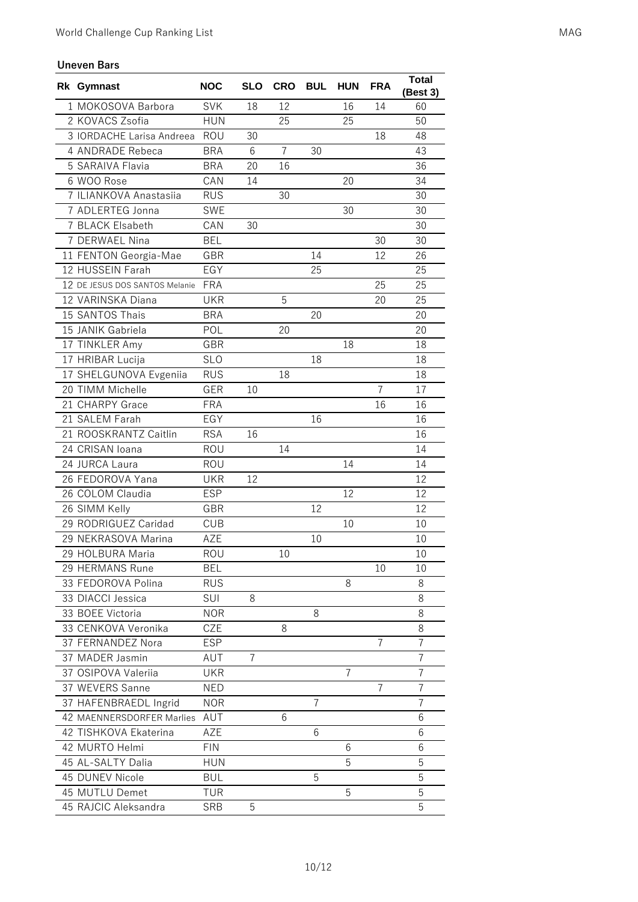## Uneven Bars

| Rk | Gymnast | NOC | SLO | CRO | BUL | HUN | FRA | Total (Best 3) |
|---|---|---|---|---|---|---|---|---|
| 1 | MOKOSOVA Barbora | SVK | 18 | 12 | | 16 | 14 | 60 |
| 2 | KOVACS Zsofia | HUN | | 25 | | 25 | | 50 |
| 3 | IORDACHE Larisa Andreea | ROU | 30 | | | | 18 | 48 |
| 4 | ANDRADE Rebeca | BRA | 6 | 7 | 30 | | | 43 |
| 5 | SARAIVA Flavia | BRA | 20 | 16 | | | | 36 |
| 6 | WOO Rose | CAN | 14 | | | 20 | | 34 |
| 7 | ILIANKOVA Anastasiia | RUS | | 30 | | | | 30 |
| 7 | ADLERTEG Jonna | SWE | | | | 30 | | 30 |
| 7 | BLACK Elsabeth | CAN | 30 | | | | | 30 |
| 7 | DERWAEL Nina | BEL | | | | | 30 | 30 |
| 11 | FENTON Georgia-Mae | GBR | | | 14 | | 12 | 26 |
| 12 | HUSSEIN Farah | EGY | | | 25 | | | 25 |
| 12 | DE JESUS DOS SANTOS Melanie | FRA | | | | | 25 | 25 |
| 12 | VARINSKA Diana | UKR | | 5 | | | 20 | 25 |
| 15 | SANTOS Thais | BRA | | | 20 | | | 20 |
| 15 | JANIK Gabriela | POL | | 20 | | | | 20 |
| 17 | TINKLER Amy | GBR | | | | 18 | | 18 |
| 17 | HRIBAR Lucija | SLO | | | 18 | | | 18 |
| 17 | SHELGUNOVA Evgeniia | RUS | | 18 | | | | 18 |
| 20 | TIMM Michelle | GER | 10 | | | | 7 | 17 |
| 21 | CHARPY Grace | FRA | | | | | 16 | 16 |
| 21 | SALEM Farah | EGY | | | 16 | | | 16 |
| 21 | ROOSKRANTZ Caitlin | RSA | 16 | | | | | 16 |
| 24 | CRISAN Ioana | ROU | | 14 | | | | 14 |
| 24 | JURCA Laura | ROU | | | | 14 | | 14 |
| 26 | FEDOROVA Yana | UKR | 12 | | | | | 12 |
| 26 | COLOM Claudia | ESP | | | | 12 | | 12 |
| 26 | SIMM Kelly | GBR | | | 12 | | | 12 |
| 29 | RODRIGUEZ Caridad | CUB | | | | 10 | | 10 |
| 29 | NEKRASOVA Marina | AZE | | | 10 | | | 10 |
| 29 | HOLBURA Maria | ROU | | 10 | | | | 10 |
| 29 | HERMANS Rune | BEL | | | | | 10 | 10 |
| 33 | FEDOROVA Polina | RUS | | | | 8 | | 8 |
| 33 | DIACCI Jessica | SUI | 8 | | | | | 8 |
| 33 | BOEE Victoria | NOR | | | 8 | | | 8 |
| 33 | CENKOVA Veronika | CZE | | 8 | | | | 8 |
| 37 | FERNANDEZ Nora | ESP | | | | | 7 | 7 |
| 37 | MADER Jasmin | AUT | 7 | | | | | 7 |
| 37 | OSIPOVA Valeriia | UKR | | | | 7 | | 7 |
| 37 | WEVERS Sanne | NED | | | | | 7 | 7 |
| 37 | HAFENBRAEDL Ingrid | NOR | | | 7 | | | 7 |
| 42 | MAENNERSDORFER Marlies | AUT | | 6 | | | | 6 |
| 42 | TISHKOVA Ekaterina | AZE | | | 6 | | | 6 |
| 42 | MURTO Helmi | FIN | | | | 6 | | 6 |
| 45 | AL-SALTY Dalia | HUN | | | | 5 | | 5 |
| 45 | DUNEV Nicole | BUL | | | 5 | | | 5 |
| 45 | MUTLU Demet | TUR | | | | 5 | | 5 |
| 45 | RAJCIC Aleksandra | SRB | 5 | | | | | 5 |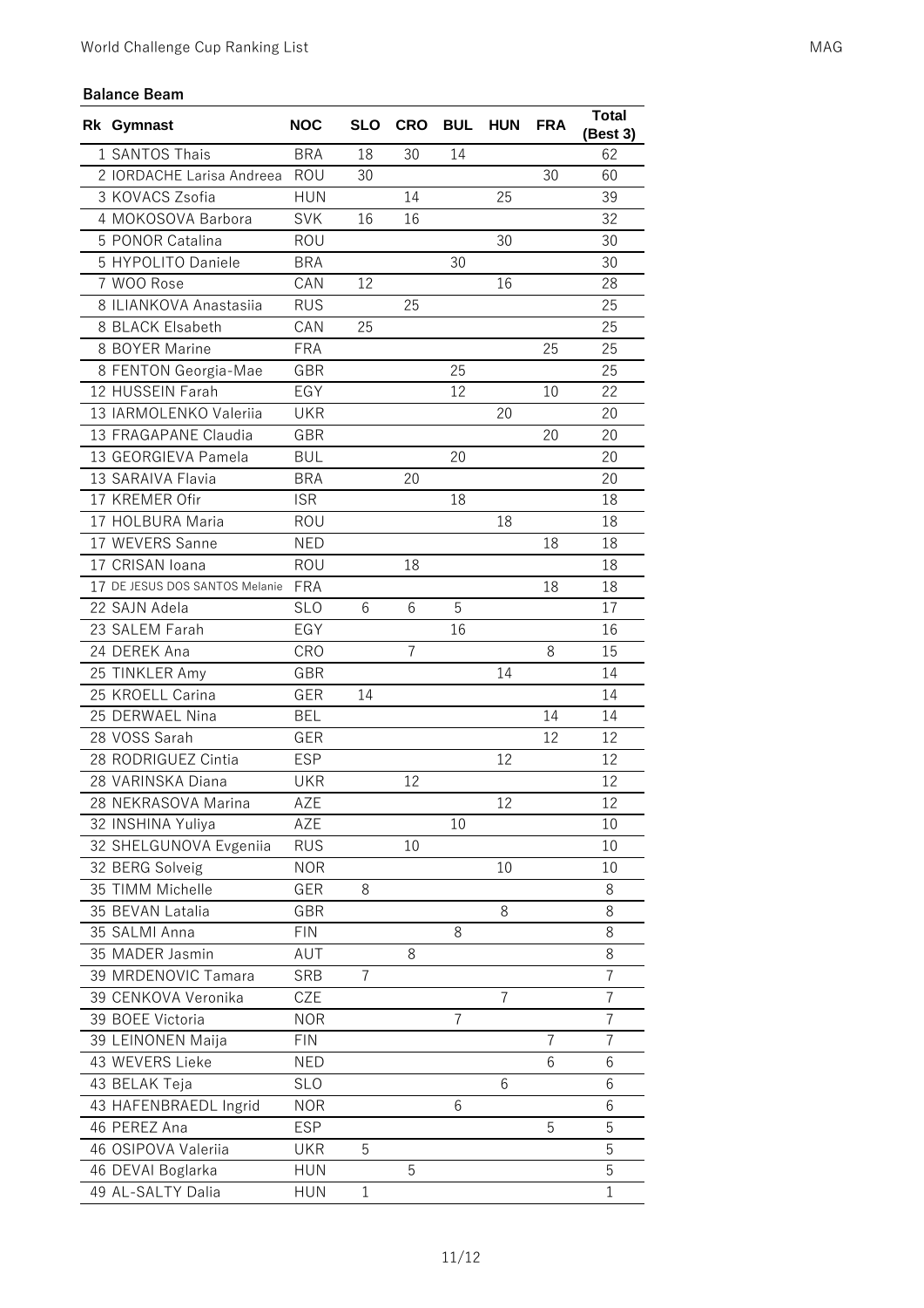## Balance Beam

| Rk | Gymnast | NOC | SLO | CRO | BUL | HUN | FRA | Total (Best 3) |
|---|---|---|---|---|---|---|---|---|
| 1 | SANTOS Thais | BRA | 18 | 30 | 14 | | | 62 |
| 2 | IORDACHE Larisa Andreea | ROU | 30 | | | | 30 | 60 |
| 3 | KOVACS Zsofia | HUN | | 14 | | 25 | | 39 |
| 4 | MOKOSOVA Barbora | SVK | 16 | 16 | | | | 32 |
| 5 | PONOR Catalina | ROU | | | | 30 | | 30 |
| 5 | HYPOLITO Daniele | BRA | | | 30 | | | 30 |
| 7 | WOO Rose | CAN | 12 | | | 16 | | 28 |
| 8 | ILIANKOVA Anastasiia | RUS | | 25 | | | | 25 |
| 8 | BLACK Elsabeth | CAN | 25 | | | | | 25 |
| 8 | BOYER Marine | FRA | | | | | 25 | 25 |
| 8 | FENTON Georgia-Mae | GBR | | | 25 | | | 25 |
| 12 | HUSSEIN Farah | EGY | | | 12 | | 10 | 22 |
| 13 | IARMOLENKO Valeriia | UKR | | | | 20 | | 20 |
| 13 | FRAGAPANE Claudia | GBR | | | | | 20 | 20 |
| 13 | GEORGIEVA Pamela | BUL | | | 20 | | | 20 |
| 13 | SARAIVA Flavia | BRA | | 20 | | | | 20 |
| 17 | KREMER Ofir | ISR | | | 18 | | | 18 |
| 17 | HOLBURA Maria | ROU | | | | 18 | | 18 |
| 17 | WEVERS Sanne | NED | | | | | 18 | 18 |
| 17 | CRISAN Ioana | ROU | | 18 | | | | 18 |
| 17 | DE JESUS DOS SANTOS Melanie | FRA | | | | | 18 | 18 |
| 22 | SAJN Adela | SLO | 6 | 6 | 5 | | | 17 |
| 23 | SALEM Farah | EGY | | | 16 | | | 16 |
| 24 | DEREK Ana | CRO | | 7 | | | 8 | 15 |
| 25 | TINKLER Amy | GBR | | | | 14 | | 14 |
| 25 | KROELL Carina | GER | 14 | | | | | 14 |
| 25 | DERWAEL Nina | BEL | | | | | 14 | 14 |
| 28 | VOSS Sarah | GER | | | | | 12 | 12 |
| 28 | RODRIGUEZ Cintia | ESP | | | | 12 | | 12 |
| 28 | VARINSKA Diana | UKR | | 12 | | | | 12 |
| 28 | NEKRASOVA Marina | AZE | | | | 12 | | 12 |
| 32 | INSHINA Yuliya | AZE | | | 10 | | | 10 |
| 32 | SHELGUNOVA Evgeniia | RUS | | 10 | | | | 10 |
| 32 | BERG Solveig | NOR | | | | 10 | | 10 |
| 35 | TIMM Michelle | GER | 8 | | | | | 8 |
| 35 | BEVAN Latalia | GBR | | | | 8 | | 8 |
| 35 | SALMI Anna | FIN | | | 8 | | | 8 |
| 35 | MADER Jasmin | AUT | | 8 | | | | 8 |
| 39 | MRDENOVIC Tamara | SRB | 7 | | | | | 7 |
| 39 | CENKOVA Veronika | CZE | | | | 7 | | 7 |
| 39 | BOEE Victoria | NOR | | | 7 | | | 7 |
| 39 | LEINONEN Maija | FIN | | | | | 7 | 7 |
| 43 | WEVERS Lieke | NED | | | | | 6 | 6 |
| 43 | BELAK Teja | SLO | | | | 6 | | 6 |
| 43 | HAFENBRAEDL Ingrid | NOR | | | 6 | | | 6 |
| 46 | PEREZ Ana | ESP | | | | | 5 | 5 |
| 46 | OSIPOVA Valeriia | UKR | 5 | | | | | 5 |
| 46 | DEVAI Boglarka | HUN | | 5 | | | | 5 |
| 49 | AL-SALTY Dalia | HUN | 1 | | | | | 1 |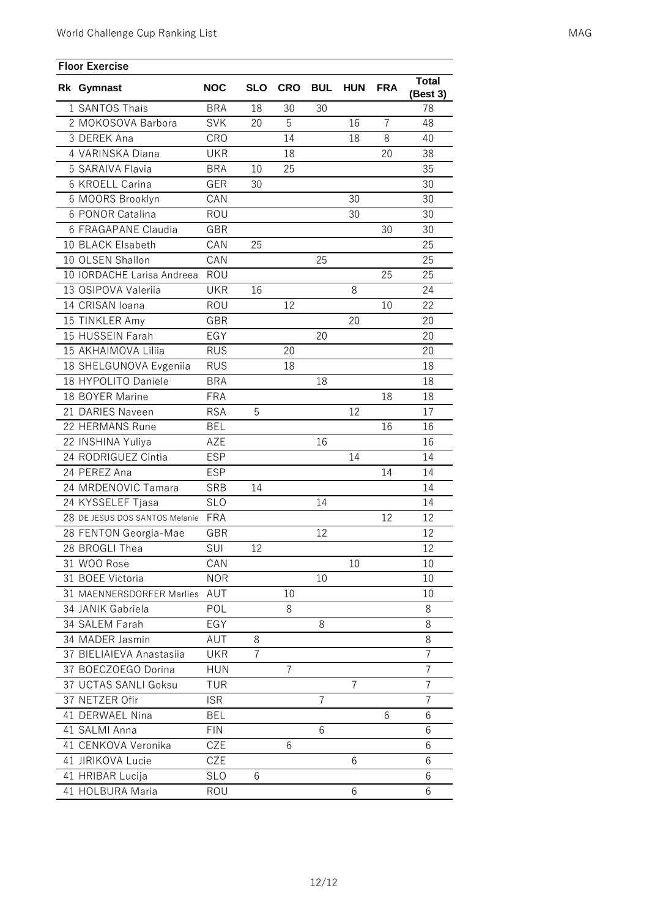## Floor Exercise

| Rk | Gymnast | NOC | SLO | CRO | BUL | HUN | FRA | Total (Best 3) |
|---|---|---|---|---|---|---|---|---|
| 1 | SANTOS Thais | BRA | 18 | 30 | 30 | | | 78 |
| 2 | MOKOSOVA Barbora | SVK | 20 | 5 | | 16 | 7 | 48 |
| 3 | DEREK Ana | CRO | | 14 | | 18 | 8 | 40 |
| 4 | VARINSKA Diana | UKR | | 18 | | | 20 | 38 |
| 5 | SARAIVA Flavia | BRA | 10 | 25 | | | | 35 |
| 6 | KROELL Carina | GER | 30 | | | | | 30 |
| 6 | MOORS Brooklyn | CAN | | | | 30 | | 30 |
| 6 | PONOR Catalina | ROU | | | | 30 | | 30 |
| 6 | FRAGAPANE Claudia | GBR | | | | | 30 | 30 |
| 10 | BLACK Elsabeth | CAN | 25 | | | | | 25 |
| 10 | OLSEN Shallon | CAN | | | 25 | | | 25 |
| 10 | IORDACHE Larisa Andreea | ROU | | | | | 25 | 25 |
| 13 | OSIPOVA Valeriia | UKR | 16 | | | 8 | | 24 |
| 14 | CRISAN Ioana | ROU | | 12 | | | 10 | 22 |
| 15 | TINKLER Amy | GBR | | | | 20 | | 20 |
| 15 | HUSSEIN Farah | EGY | | | 20 | | | 20 |
| 15 | AKHAIMOVA Liliia | RUS | | 20 | | | | 20 |
| 18 | SHELGUNOVA Evgeniia | RUS | | 18 | | | | 18 |
| 18 | HYPOLITO Daniele | BRA | | | 18 | | | 18 |
| 18 | BOYER Marine | FRA | | | | | 18 | 18 |
| 21 | DARIES Naveen | RSA | 5 | | | 12 | | 17 |
| 22 | HERMANS Rune | BEL | | | | | 16 | 16 |
| 22 | INSHINA Yuliya | AZE | | | 16 | | | 16 |
| 24 | RODRIGUEZ Cintia | ESP | | | | 14 | | 14 |
| 24 | PEREZ Ana | ESP | | | | | 14 | 14 |
| 24 | MRDENOVIC Tamara | SRB | 14 | | | | | 14 |
| 24 | KYSSELEF Tjasa | SLO | | | 14 | | | 14 |
| 28 | DE JESUS DOS SANTOS Melanie | FRA | | | | | 12 | 12 |
| 28 | FENTON Georgia-Mae | GBR | | | 12 | | | 12 |
| 28 | BROGLI Thea | SUI | 12 | | | | | 12 |
| 31 | WOO Rose | CAN | | | | 10 | | 10 |
| 31 | BOEE Victoria | NOR | | | 10 | | | 10 |
| 31 | MAENNERSDORFER Marlies | AUT | | 10 | | | | 10 |
| 34 | JANIK Gabriela | POL | | 8 | | | | 8 |
| 34 | SALEM Farah | EGY | | | 8 | | | 8 |
| 34 | MADER Jasmin | AUT | 8 | | | | | 8 |
| 37 | BIELIAIEVA Anastasiia | UKR | 7 | | | | | 7 |
| 37 | BOECZOEGO Dorina | HUN | | 7 | | | | 7 |
| 37 | UCTAS SANLI Goksu | TUR | | | | 7 | | 7 |
| 37 | NETZER Ofir | ISR | | | 7 | | | 7 |
| 41 | DERWAEL Nina | BEL | | | | | 6 | 6 |
| 41 | SALMI Anna | FIN | | | 6 | | | 6 |
| 41 | CENKOVA Veronika | CZE | | 6 | | | | 6 |
| 41 | JIRIKOVA Lucie | CZE | | | | 6 | | 6 |
| 41 | HRIBAR Lucija | SLO | 6 | | | | | 6 |
| 41 | HOLBURA Maria | ROU | | | | 6 | | 6 |